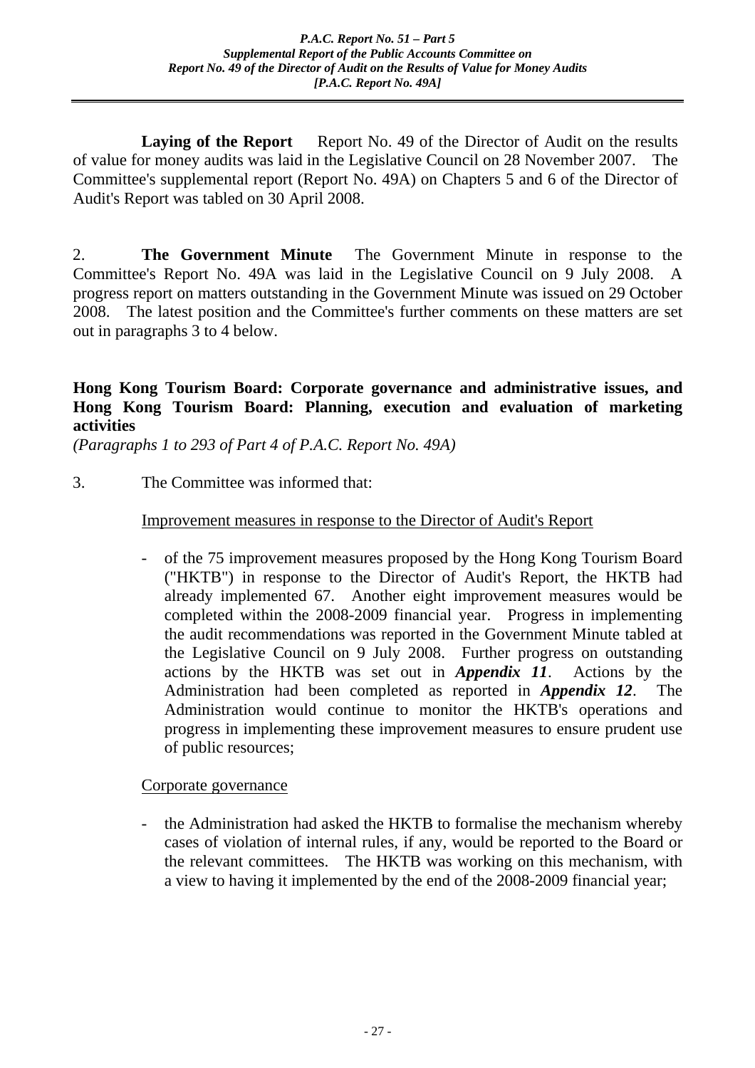**Laying of the Report** Report No. 49 of the Director of Audit on the results of value for money audits was laid in the Legislative Council on 28 November 2007. The Committee's supplemental report (Report No. 49A) on Chapters 5 and 6 of the Director of Audit's Report was tabled on 30 April 2008.

2. **The Government Minute** The Government Minute in response to the Committee's Report No. 49A was laid in the Legislative Council on 9 July 2008. A progress report on matters outstanding in the Government Minute was issued on 29 October 2008. The latest position and the Committee's further comments on these matters are set out in paragraphs 3 to 4 below.

**Hong Kong Tourism Board: Corporate governance and administrative issues, and Hong Kong Tourism Board: Planning, execution and evaluation of marketing activities**

*(Paragraphs 1 to 293 of Part 4 of P.A.C. Report No. 49A)*

3. The Committee was informed that:

<u>Improvement measures in response to the Director of Audit's Report</u>

- of the 75 improvement measures proposed by the Hong Kong Tourism Board ("HKTB") in response to the Director of Audit's Report, the HKTB had already implemented 67. Another eight improvement measures would be completed within the 2008-2009 financial year. Progress in implementing the audit recommendations was reported in the Government Minute tabled at the Legislative Council on 9 July 2008. Further progress on outstanding actions by the HKTB was set out in ***Appendix 11***. Actions by the Administration had been completed as reported in ***Appendix 12***. The Administration would continue to monitor the HKTB's operations and progress in implementing these improvement measures to ensure prudent use of public resources;

<u>Corporate governance</u>

- the Administration had asked the HKTB to formalise the mechanism whereby cases of violation of internal rules, if any, would be reported to the Board or the relevant committees. The HKTB was working on this mechanism, with a view to having it implemented by the end of the 2008-2009 financial year;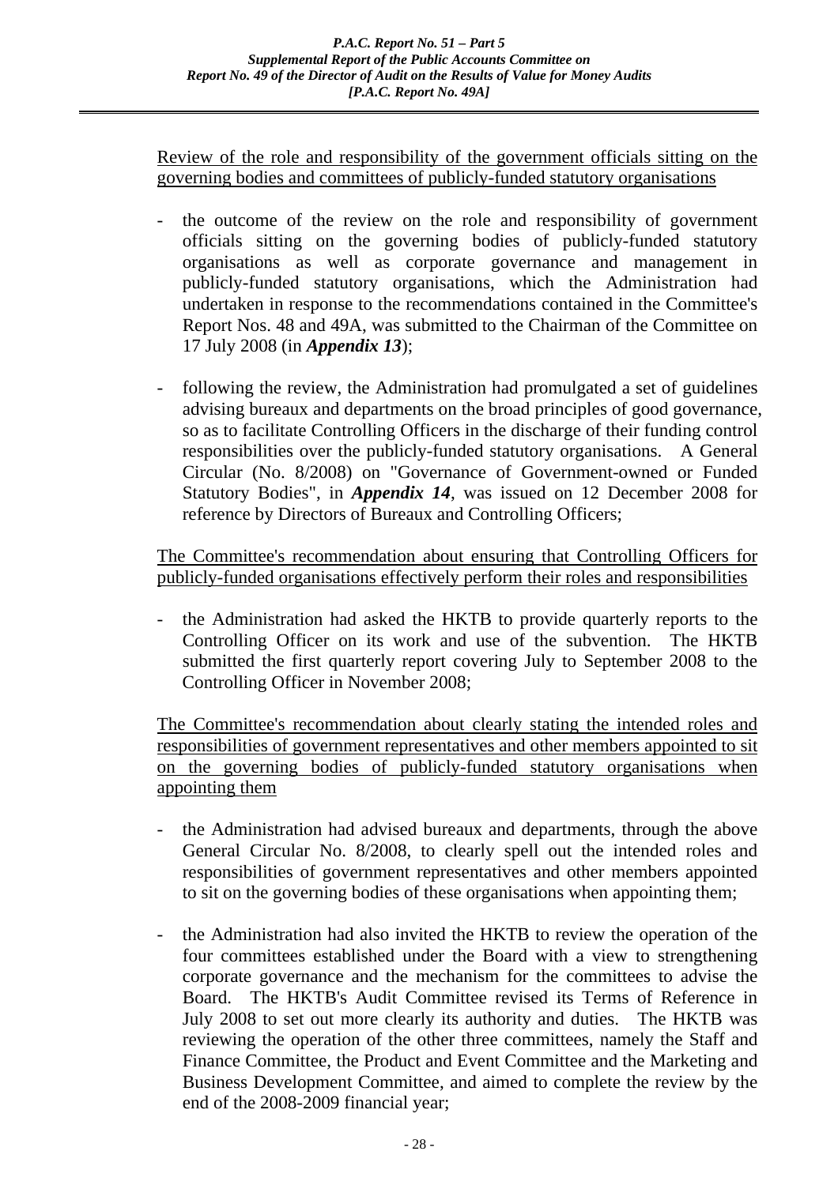Review of the role and responsibility of the government officials sitting on the governing bodies and committees of publicly-funded statutory organisations

- the outcome of the review on the role and responsibility of government officials sitting on the governing bodies of publicly-funded statutory organisations as well as corporate governance and management in publicly-funded statutory organisations, which the Administration had undertaken in response to the recommendations contained in the Committee's Report Nos. 48 and 49A, was submitted to the Chairman of the Committee on 17 July 2008 (in ***Appendix 13***);

- following the review, the Administration had promulgated a set of guidelines advising bureaux and departments on the broad principles of good governance, so as to facilitate Controlling Officers in the discharge of their funding control responsibilities over the publicly-funded statutory organisations. A General Circular (No. 8/2008) on "Governance of Government-owned or Funded Statutory Bodies", in ***Appendix 14***, was issued on 12 December 2008 for reference by Directors of Bureaux and Controlling Officers;

The Committee's recommendation about ensuring that Controlling Officers for publicly-funded organisations effectively perform their roles and responsibilities

- the Administration had asked the HKTB to provide quarterly reports to the Controlling Officer on its work and use of the subvention. The HKTB submitted the first quarterly report covering July to September 2008 to the Controlling Officer in November 2008;

The Committee's recommendation about clearly stating the intended roles and responsibilities of government representatives and other members appointed to sit on the governing bodies of publicly-funded statutory organisations when appointing them

- the Administration had advised bureaux and departments, through the above General Circular No. 8/2008, to clearly spell out the intended roles and responsibilities of government representatives and other members appointed to sit on the governing bodies of these organisations when appointing them;

- the Administration had also invited the HKTB to review the operation of the four committees established under the Board with a view to strengthening corporate governance and the mechanism for the committees to advise the Board. The HKTB's Audit Committee revised its Terms of Reference in July 2008 to set out more clearly its authority and duties. The HKTB was reviewing the operation of the other three committees, namely the Staff and Finance Committee, the Product and Event Committee and the Marketing and Business Development Committee, and aimed to complete the review by the end of the 2008-2009 financial year;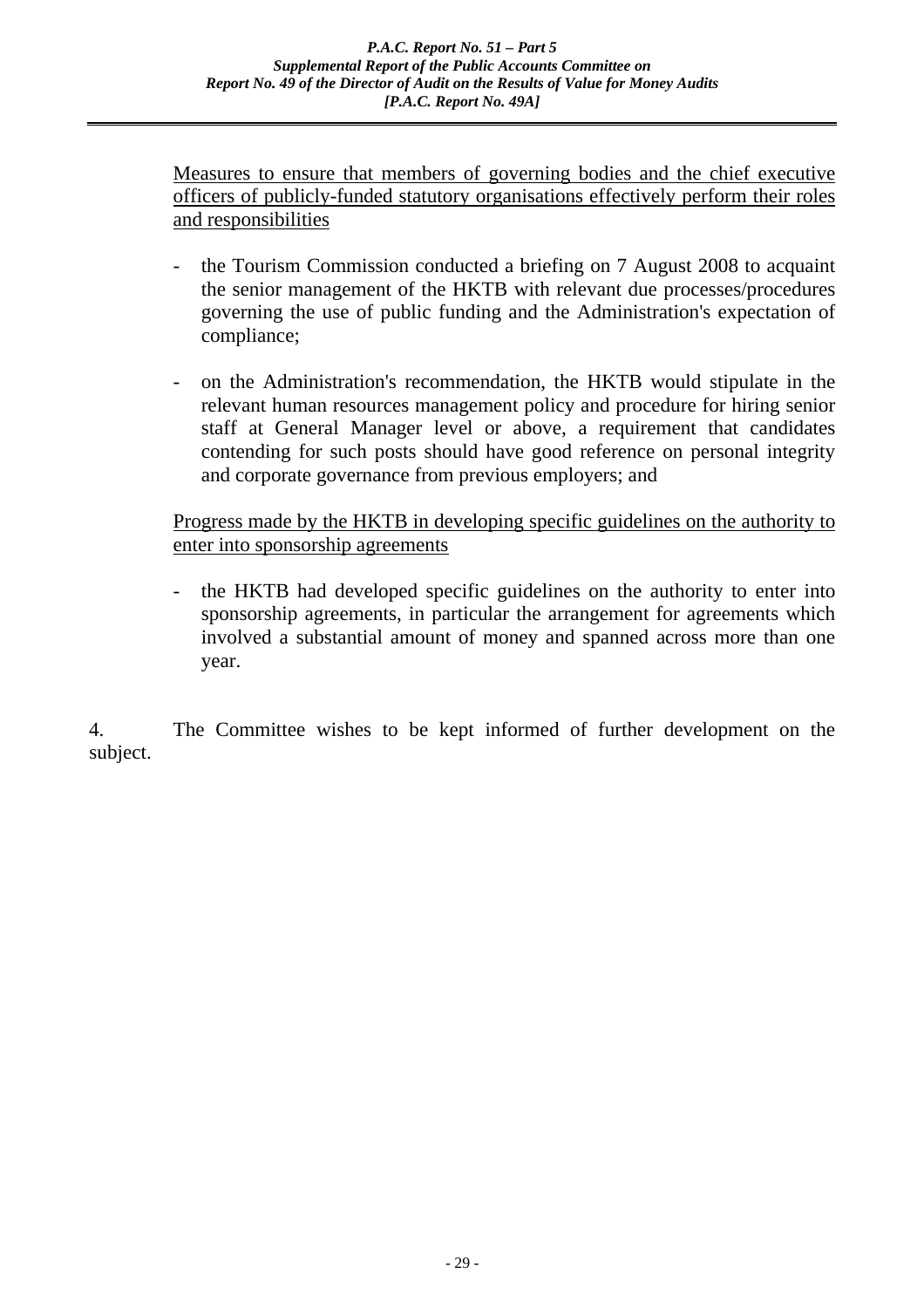<u>Measures to ensure that members of governing bodies and the chief executive officers of publicly-funded statutory organisations effectively perform their roles and responsibilities</u>

- the Tourism Commission conducted a briefing on 7 August 2008 to acquaint the senior management of the HKTB with relevant due processes/procedures governing the use of public funding and the Administration's expectation of compliance;

- on the Administration's recommendation, the HKTB would stipulate in the relevant human resources management policy and procedure for hiring senior staff at General Manager level or above, a requirement that candidates contending for such posts should have good reference on personal integrity and corporate governance from previous employers; and

<u>Progress made by the HKTB in developing specific guidelines on the authority to enter into sponsorship agreements</u>

- the HKTB had developed specific guidelines on the authority to enter into sponsorship agreements, in particular the arrangement for agreements which involved a substantial amount of money and spanned across more than one year.

4. The Committee wishes to be kept informed of further development on the subject.